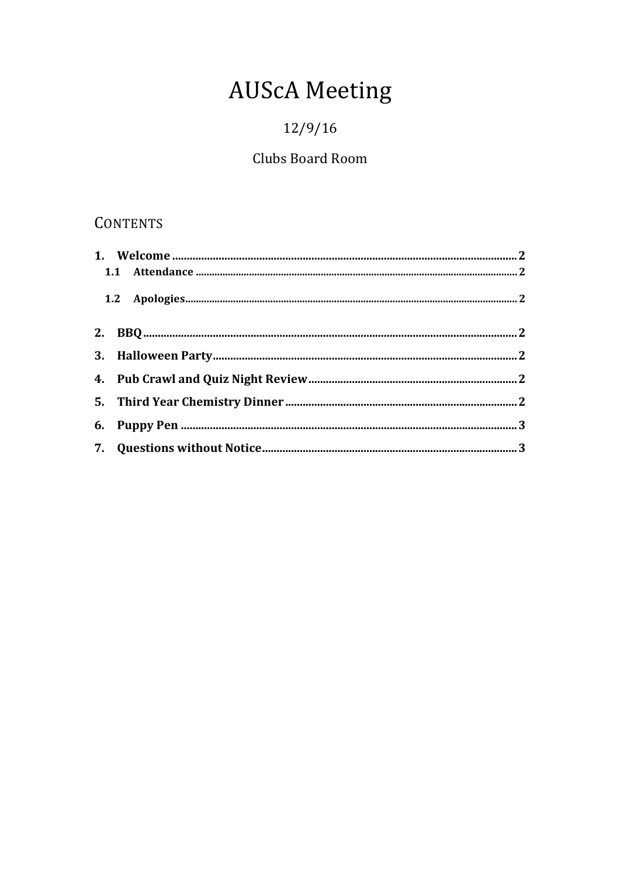# AUScA Meeting

12/9/16

Clubs Board Room

## Contents

1. **Welcome** .......... 2
   - 1.1 **Attendance** .......... 2
   - 1.2 **Apologies** .......... 2
2. **BBQ** .......... 2
3. **Halloween Party** .......... 2
4. **Pub Crawl and Quiz Night Review** .......... 2
5. **Third Year Chemistry Dinner** .......... 2
6. **Puppy Pen** .......... 3
7. **Questions without Notice** .......... 3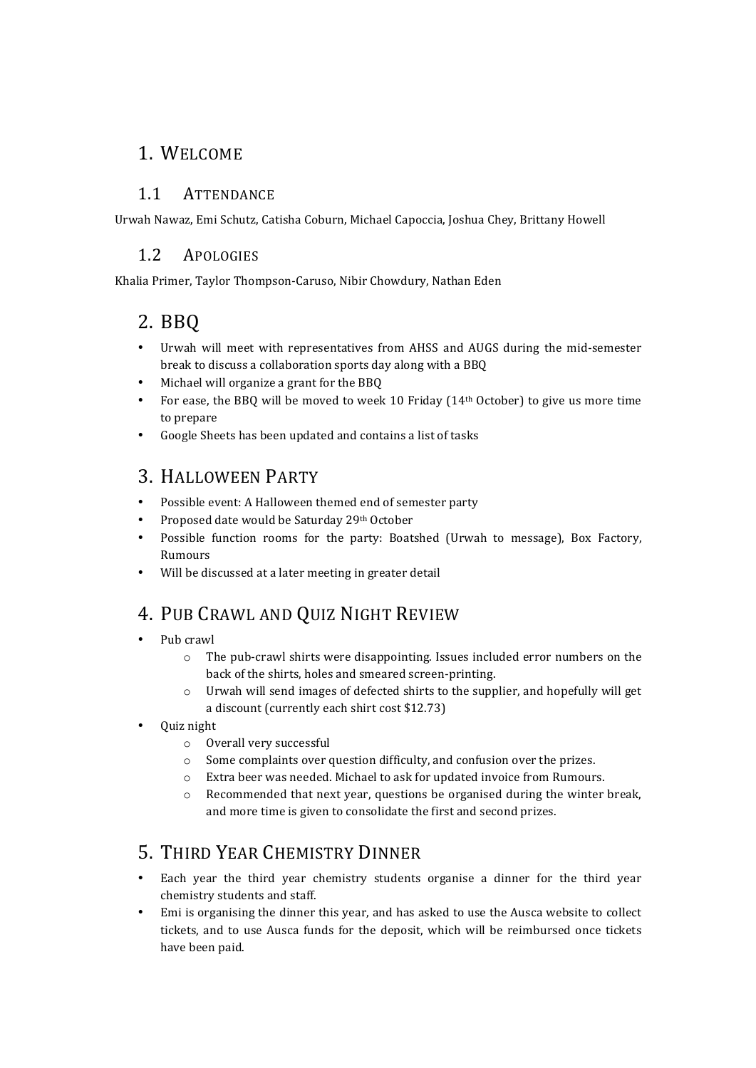# 1. Welcome

## 1.1 Attendance

Urwah Nawaz, Emi Schutz, Catisha Coburn, Michael Capoccia, Joshua Chey, Brittany Howell

## 1.2 Apologies

Khalia Primer, Taylor Thompson-Caruso, Nibir Chowdury, Nathan Eden

# 2. BBQ

- Urwah will meet with representatives from AHSS and AUGS during the mid-semester break to discuss a collaboration sports day along with a BBQ
- Michael will organize a grant for the BBQ
- For ease, the BBQ will be moved to week 10 Friday (14th October) to give us more time to prepare
- Google Sheets has been updated and contains a list of tasks

# 3. Halloween Party

- Possible event: A Halloween themed end of semester party
- Proposed date would be Saturday 29th October
- Possible function rooms for the party: Boatshed (Urwah to message), Box Factory, Rumours
- Will be discussed at a later meeting in greater detail

# 4. Pub Crawl and Quiz Night Review

- Pub crawl
    - The pub-crawl shirts were disappointing. Issues included error numbers on the back of the shirts, holes and smeared screen-printing.
    - Urwah will send images of defected shirts to the supplier, and hopefully will get a discount (currently each shirt cost $12.73)
- Quiz night
    - Overall very successful
    - Some complaints over question difficulty, and confusion over the prizes.
    - Extra beer was needed. Michael to ask for updated invoice from Rumours.
    - Recommended that next year, questions be organised during the winter break, and more time is given to consolidate the first and second prizes.

# 5. Third Year Chemistry Dinner

- Each year the third year chemistry students organise a dinner for the third year chemistry students and staff.
- Emi is organising the dinner this year, and has asked to use the Ausca website to collect tickets, and to use Ausca funds for the deposit, which will be reimbursed once tickets have been paid.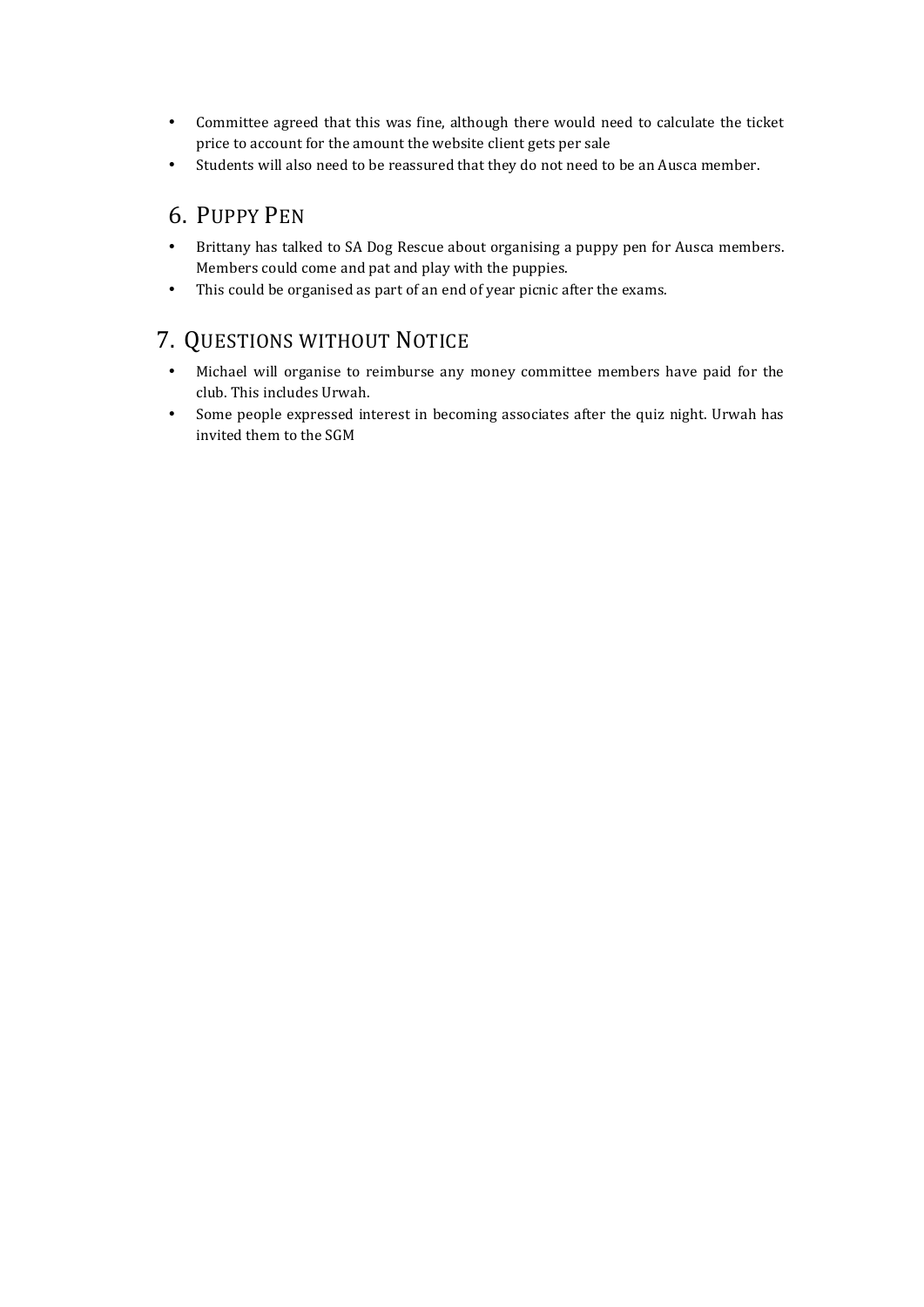- Committee agreed that this was fine, although there would need to calculate the ticket price to account for the amount the website client gets per sale
- Students will also need to be reassured that they do not need to be an Ausca member.

## 6. Puppy Pen

- Brittany has talked to SA Dog Rescue about organising a puppy pen for Ausca members. Members could come and pat and play with the puppies.
- This could be organised as part of an end of year picnic after the exams.

## 7. Questions without Notice

- Michael will organise to reimburse any money committee members have paid for the club. This includes Urwah.
- Some people expressed interest in becoming associates after the quiz night. Urwah has invited them to the SGM